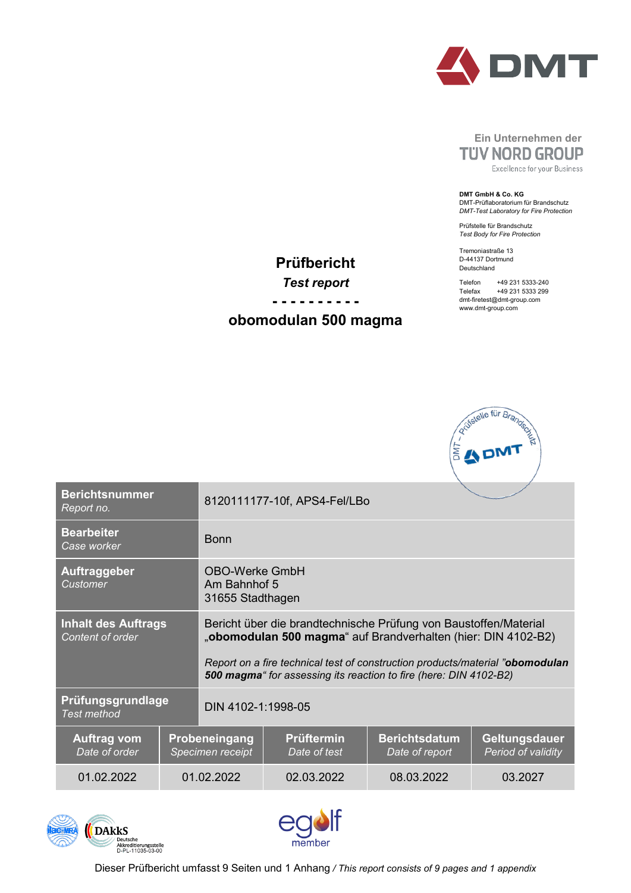Ein Unternehmen der
TÜV NORD GROUP
Excellence for your Business

**DMT GmbH & Co. KG**
DMT-Prüflaboratorium für Brandschutz
*DMT-Test Laboratory for Fire Protection*

Prüfstelle für Brandschutz
*Test Body for Fire Protection*

Tremoniastraße 13
D-44137 Dortmund
Deutschland

Telefon +49 231 5333-240
Telefax +49 231 5333 299
dmt-firetest@dmt-group.com
www.dmt-group.com

# Prüfbericht

## *Test report*

**- - - - - - - - - -**

## obomodulan 500 magma

| | |
|---|---|
| **Berichtsnummer** *Report no.* | 8120111177-10f, APS4-Fel/LBo |
| **Bearbeiter** *Case worker* | Bonn |
| **Auftraggeber** *Customer* | OBO-Werke GmbH<br>Am Bahnhof 5<br>31655 Stadthagen |
| **Inhalt des Auftrags** *Content of order* | Bericht über die brandtechnische Prüfung von Baustoffen/Material „**obomodulan 500 magma**“ auf Brandverhalten (hier: DIN 4102-B2)<br><br>*Report on a fire technical test of construction products/material "**obomodulan 500 magma**“ for assessing its reaction to fire (here: DIN 4102-B2)* |
| **Prüfungsgrundlage** *Test method* | DIN 4102-1:1998-05 |

| **Auftrag vom** *Date of order* | **Probeneingang** *Specimen receipt* | **Prüftermin** *Date of test* | **Berichtsdatum** *Date of report* | **Geltungsdauer** *Period of validity* |
|---|---|---|---|---|
| 01.02.2022 | 01.02.2022 | 02.03.2022 | 08.03.2022 | 03.2027 |

DAkkS Deutsche Akkreditierungsstelle D-PL-11035-03-00

egolf member

Dieser Prüfbericht umfasst 9 Seiten und 1 Anhang / *This report consists of 9 pages and 1 appendix*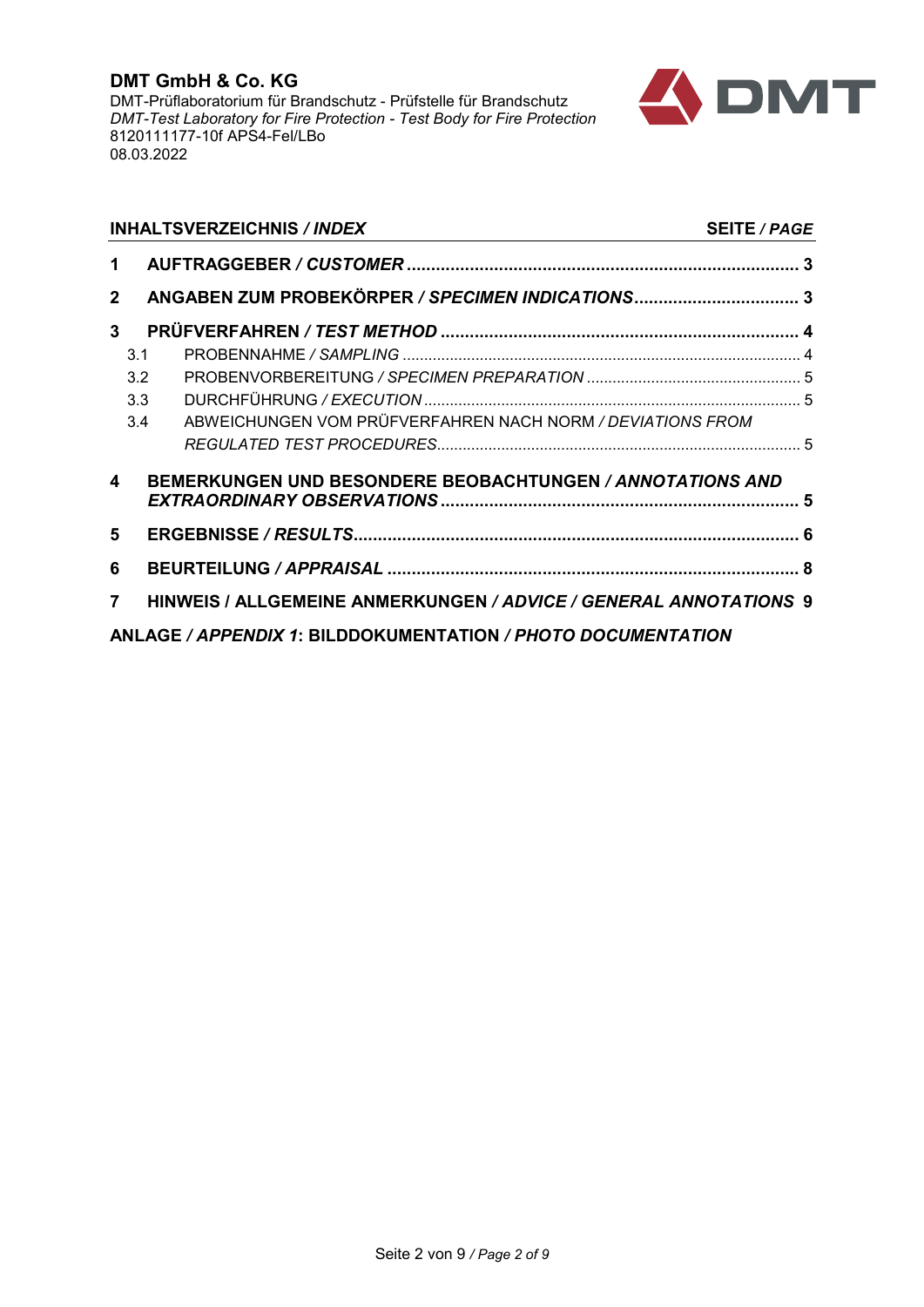**DMT GmbH & Co. KG**
DMT-Prüflaboratorium für Brandschutz - Prüfstelle für Brandschutz
*DMT-Test Laboratory for Fire Protection - Test Body for Fire Protection*
8120111177-10f APS4-Fel/LBo
08.03.2022

| **INHALTSVERZEICHNIS / *INDEX*** | **SEITE / *PAGE*** |
|---|---|
| **1 AUFTRAGGEBER / *CUSTOMER*** | **3** |
| **2 ANGABEN ZUM PROBEKÖRPER / *SPECIMEN INDICATIONS*** | **3** |
| **3 PRÜFVERFAHREN / *TEST METHOD*** | **4** |
| 3.1 PROBENNAHME / *SAMPLING* | 4 |
| 3.2 PROBENVORBEREITUNG / *SPECIMEN PREPARATION* | 5 |
| 3.3 DURCHFÜHRUNG / *EXECUTION* | 5 |
| 3.4 ABWEICHUNGEN VOM PRÜFVERFAHREN NACH NORM / *DEVIATIONS FROM REGULATED TEST PROCEDURES* | 5 |
| **4 BEMERKUNGEN UND BESONDERE BEOBACHTUNGEN / *ANNOTATIONS AND EXTRAORDINARY OBSERVATIONS*** | **5** |
| **5 ERGEBNISSE / *RESULTS*** | **6** |
| **6 BEURTEILUNG / *APPRAISAL*** | **8** |
| **7 HINWEIS / ALLGEMEINE ANMERKUNGEN / *ADVICE / GENERAL ANNOTATIONS*** | **9** |
| **ANLAGE / *APPENDIX 1*: BILDDOKUMENTATION / *PHOTO DOCUMENTATION*** | |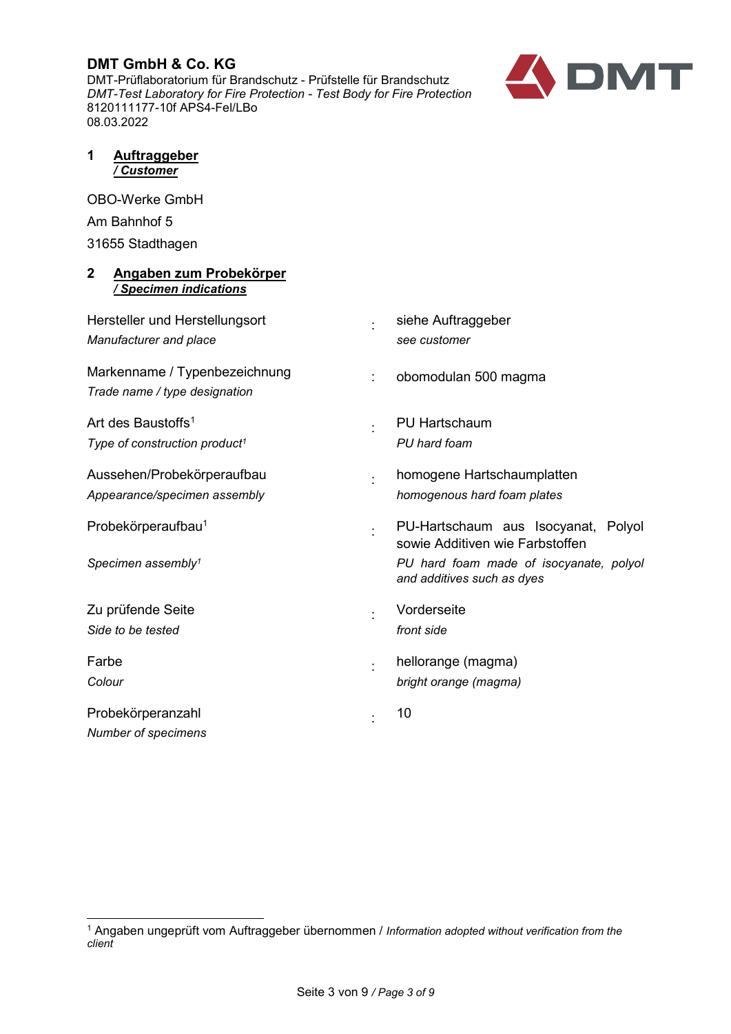## 1 Auftraggeber
***/ Customer***

OBO-Werke GmbH

Am Bahnhof 5

31655 Stadthagen

## 2 Angaben zum Probekörper
***/ Specimen indications***

| | | |
|---|---|---|
| Hersteller und Herstellungsort<br>*Manufacturer and place* | : | siehe Auftraggeber<br>*see customer* |
| Markenname / Typenbezeichnung<br>*Trade name / type designation* | : | obomodulan 500 magma |
| Art des Baustoffs[1]<br>*Type of construction product[1]* | : | PU Hartschaum<br>*PU hard foam* |
| Aussehen/Probekörperaufbau<br>*Appearance/specimen assembly* | : | homogene Hartschaumplatten<br>*homogenous hard foam plates* |
| Probekörperaufbau[1]<br>*Specimen assembly[1]* | : | PU-Hartschaum aus Isocyanat, Polyol sowie Additiven wie Farbstoffen<br>*PU hard foam made of isocyanate, polyol and additives such as dyes* |
| Zu prüfende Seite<br>*Side to be tested* | : | Vorderseite<br>*front side* |
| Farbe<br>*Colour* | : | hellorange (magma)<br>*bright orange (magma)* |
| Probekörperanzahl<br>*Number of specimens* | : | 10 |

[1] Angaben ungeprüft vom Auftraggeber übernommen / *Information adopted without verification from the client*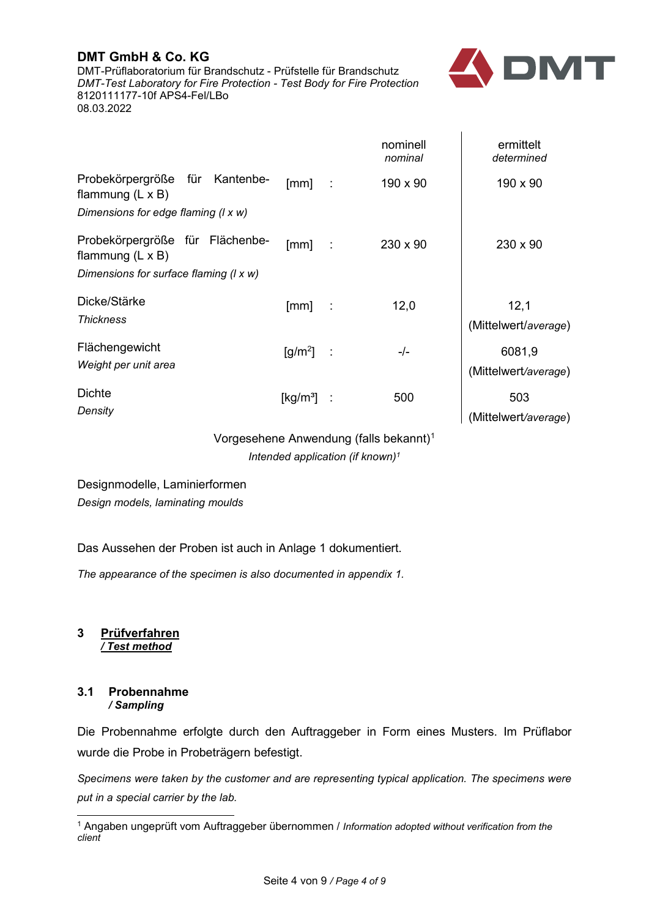| | | | nominell *nominal* | ermittelt *determined* |
|---|---|---|---|---|
| Probekörpergröße für Kantenbeflammung (L x B) *Dimensions for edge flaming (l x w)* | [mm] | : | 190 x 90 | 190 x 90 |
| Probekörpergröße für Flächenbeflammung (L x B) *Dimensions for surface flaming (l x w)* | [mm] | : | 230 x 90 | 230 x 90 |
| Dicke/Stärke *Thickness* | [mm] | : | 12,0 | 12,1 (Mittelwert/*average*) |
| Flächengewicht *Weight per unit area* | [g/m²] | : | -/- | 6081,9 (Mittelwert/*average*) |
| Dichte *Density* | [kg/m³] | : | 500 | 503 (Mittelwert/*average*) |

Vorgesehene Anwendung (falls bekannt)[1]

*Intended application (if known)[1]*

Designmodelle, Laminierformen

*Design models, laminating moulds*

Das Aussehen der Proben ist auch in Anlage 1 dokumentiert.

*The appearance of the specimen is also documented in appendix 1.*

## 3 Prüfverfahren
***/ Test method***

### 3.1 Probennahme
***/ Sampling***

Die Probennahme erfolgte durch den Auftraggeber in Form eines Musters. Im Prüflabor wurde die Probe in Probeträgern befestigt.

*Specimens were taken by the customer and are representing typical application. The specimens were put in a special carrier by the lab.*

---

[1] Angaben ungeprüft vom Auftraggeber übernommen / *Information adopted without verification from the client*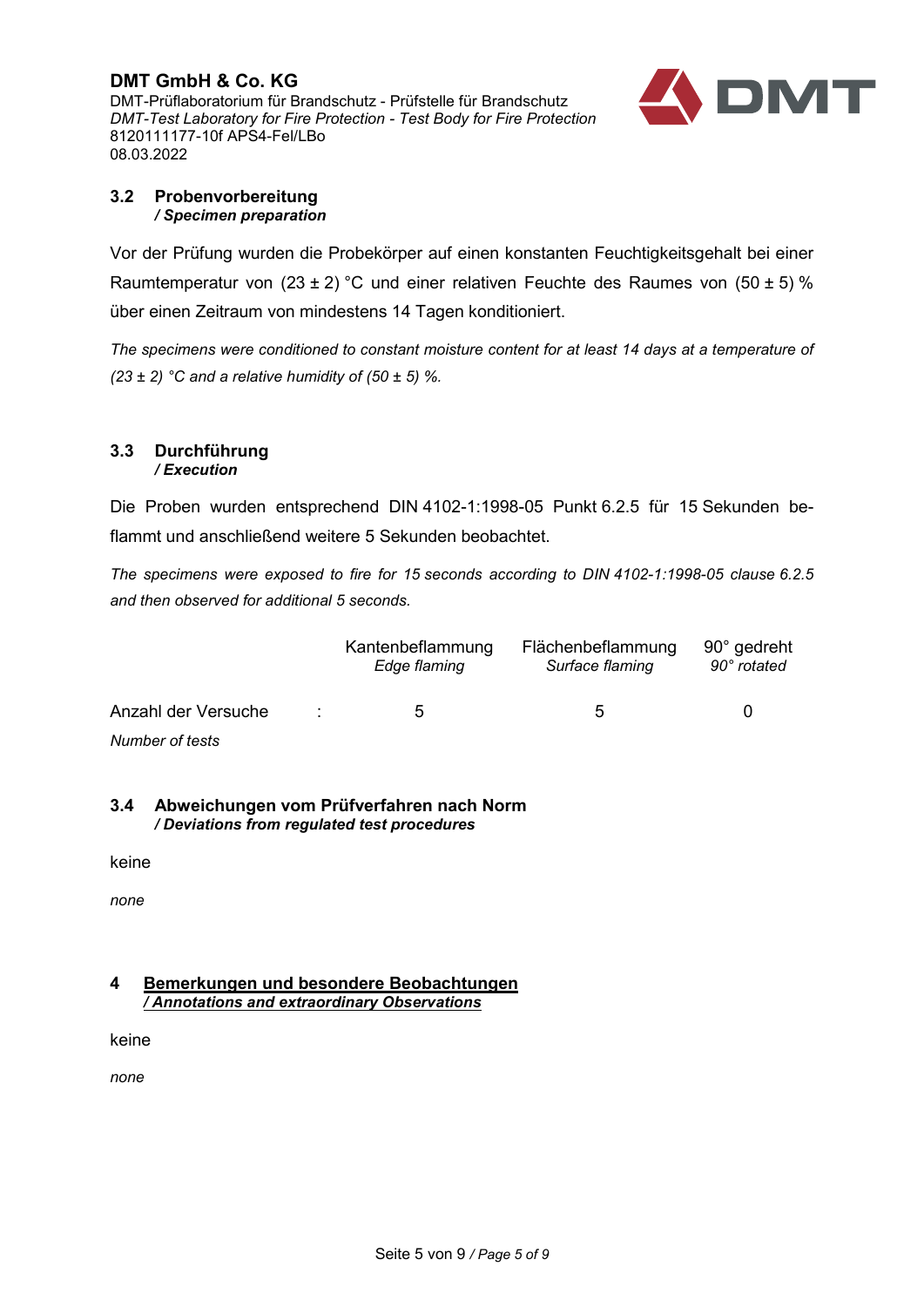### 3.2 Probenvorbereitung
***/ Specimen preparation***

Vor der Prüfung wurden die Probekörper auf einen konstanten Feuchtigkeitsgehalt bei einer Raumtemperatur von (23 ± 2) °C und einer relativen Feuchte des Raumes von (50 ± 5) % über einen Zeitraum von mindestens 14 Tagen konditioniert.

*The specimens were conditioned to constant moisture content for at least 14 days at a temperature of (23 ± 2) °C and a relative humidity of (50 ± 5) %.*

### 3.3 Durchführung
***/ Execution***

Die Proben wurden entsprechend DIN 4102-1:1998-05 Punkt 6.2.5 für 15 Sekunden beflammt und anschließend weitere 5 Sekunden beobachtet.

*The specimens were exposed to fire for 15 seconds according to DIN 4102-1:1998-05 clause 6.2.5 and then observed for additional 5 seconds.*

| | | Kantenbeflammung *Edge flaming* | Flächenbeflammung *Surface flaming* | 90° gedreht *90° rotated* |
|---|---|---|---|---|
| Anzahl der Versuche *Number of tests* | : | 5 | 5 | 0 |

### 3.4 Abweichungen vom Prüfverfahren nach Norm
***/ Deviations from regulated test procedures***

keine

*none*

## 4 Bemerkungen und besondere Beobachtungen
***/ Annotations and extraordinary Observations***

keine

*none*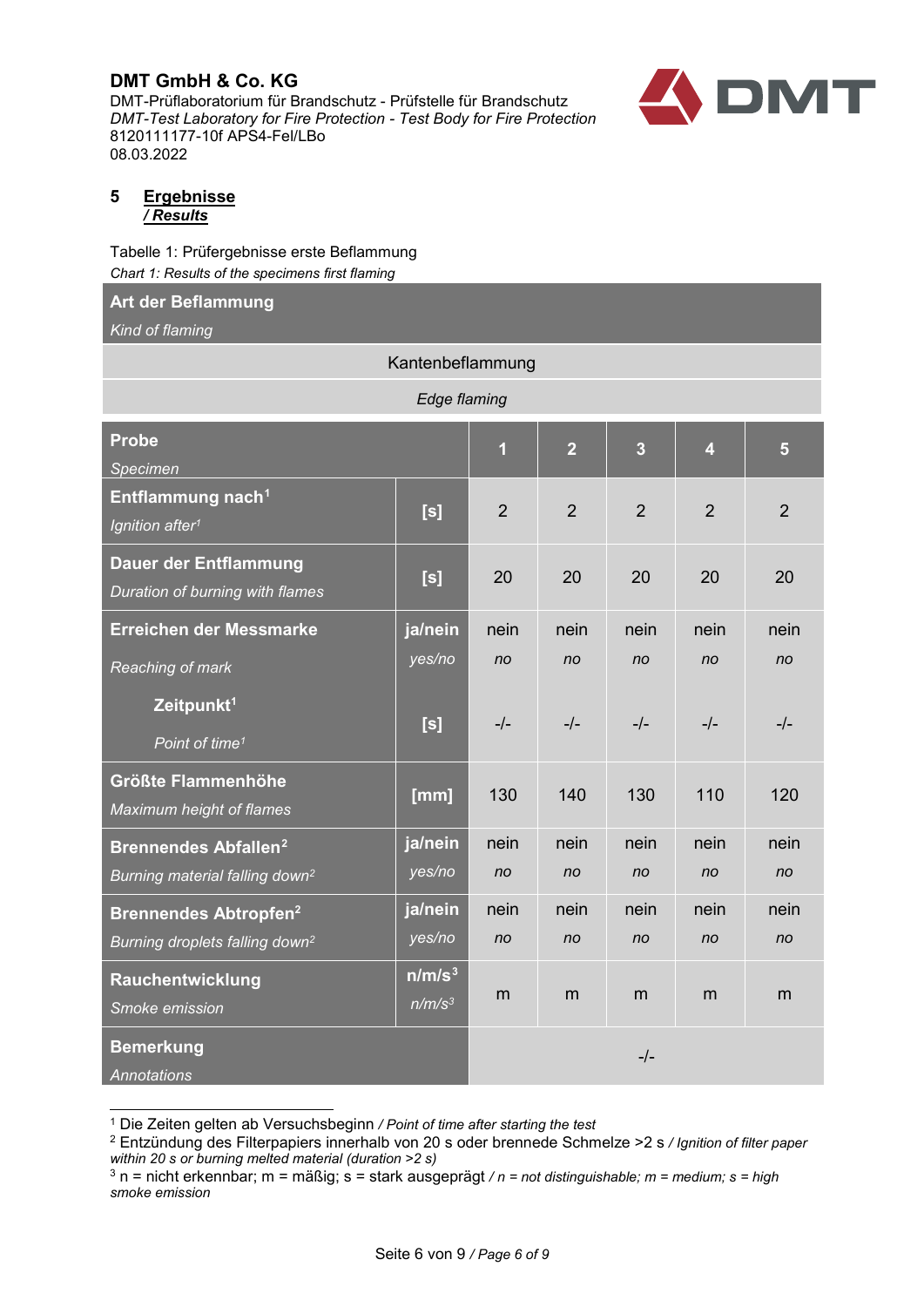## 5 Ergebnisse
### */ Results*

Tabelle 1: Prüfergebnisse erste Beflammung
*Chart 1: Results of the specimens first flaming*

| **Art der Beflammung** *Kind of flaming* | | | | | | |
|---|---|---|---|---|---|---|
| Kantenbeflammung *Edge flaming* | | | | | | |
| **Probe** *Specimen* | | **1** | **2** | **3** | **4** | **5** |
| **Entflammung nach**[1] *Ignition after*[1] | **[s]** | 2 | 2 | 2 | 2 | 2 |
| **Dauer der Entflammung** *Duration of burning with flames* | **[s]** | 20 | 20 | 20 | 20 | 20 |
| **Erreichen der Messmarke** *Reaching of mark* | **ja/nein** *yes/no* | nein *no* | nein *no* | nein *no* | nein *no* | nein *no* |
| **Zeitpunkt**[1] *Point of time*[1] | **[s]** | -/- | -/- | -/- | -/- | -/- |
| **Größte Flammenhöhe** *Maximum height of flames* | **[mm]** | 130 | 140 | 130 | 110 | 120 |
| **Brennendes Abfallen**[2] *Burning material falling down*[2] | **ja/nein** *yes/no* | nein *no* | nein *no* | nein *no* | nein *no* | nein *no* |
| **Brennendes Abtropfen**[2] *Burning droplets falling down*[2] | **ja/nein** *yes/no* | nein *no* | nein *no* | nein *no* | nein *no* | nein *no* |
| **Rauchentwicklung** *Smoke emission* | **n/m/s**[3] *n/m/s*[3] | m | m | m | m | m |
| **Bemerkung** *Annotations* | | -/- | | | | |

[1] Die Zeiten gelten ab Versuchsbeginn */ Point of time after starting the test*

[2] Entzündung des Filterpapiers innerhalb von 20 s oder brennede Schmelze >2 s */ Ignition of filter paper within 20 s or burning melted material (duration >2 s)*

[3] n = nicht erkennbar; m = mäßig; s = stark ausgeprägt */ n = not distinguishable; m = medium; s = high smoke emission*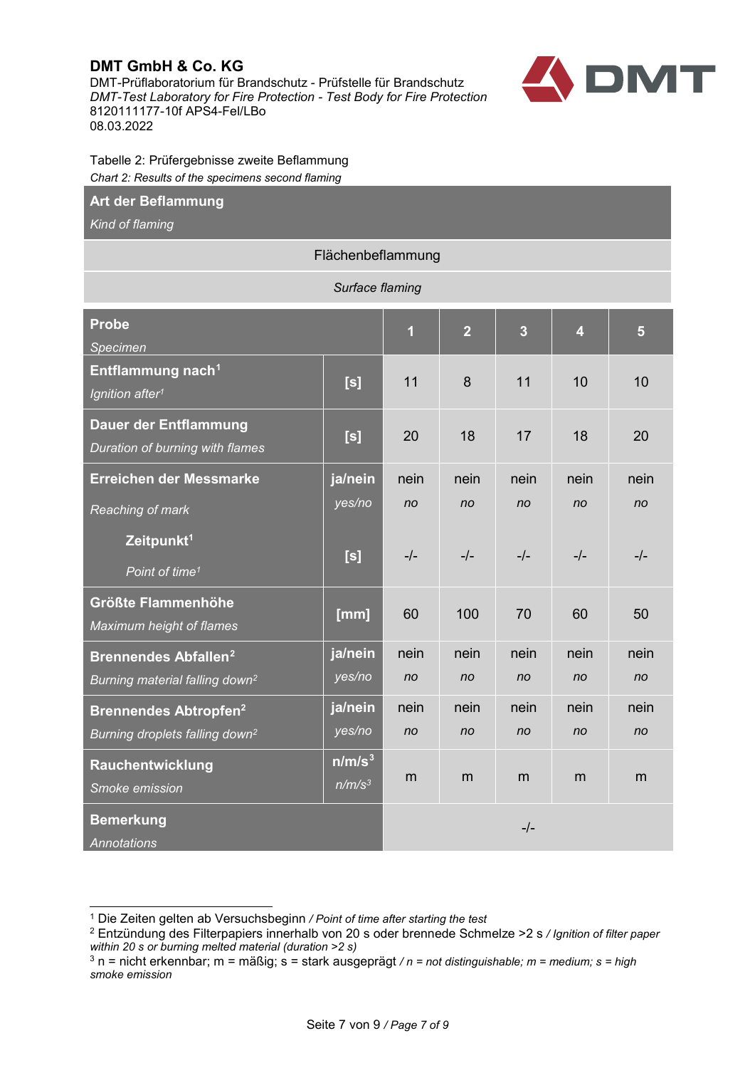Tabelle 2: Prüfergebnisse zweite Beflammung

*Chart 2: Results of the specimens second flaming*

| **Art der Beflammung** *Kind of flaming* | | | | | | |
|---|---|---|---|---|---|---|
| Flächenbeflammung *Surface flaming* | | | | | | |
| **Probe** *Specimen* | | **1** | **2** | **3** | **4** | **5** |
| **Entflammung nach**[1] *Ignition after*[1] | **[s]** | 11 | 8 | 11 | 10 | 10 |
| **Dauer der Entflammung** *Duration of burning with flames* | **[s]** | 20 | 18 | 17 | 18 | 20 |
| **Erreichen der Messmarke** *Reaching of mark* | **ja/nein** *yes/no* | nein *no* | nein *no* | nein *no* | nein *no* | nein *no* |
| **Zeitpunkt**[1] *Point of time*[1] | **[s]** | -/- | -/- | -/- | -/- | -/- |
| **Größte Flammenhöhe** *Maximum height of flames* | **[mm]** | 60 | 100 | 70 | 60 | 50 |
| **Brennendes Abfallen**[2] *Burning material falling down*[2] | **ja/nein** *yes/no* | nein *no* | nein *no* | nein *no* | nein *no* | nein *no* |
| **Brennendes Abtropfen**[2] *Burning droplets falling down*[2] | **ja/nein** *yes/no* | nein *no* | nein *no* | nein *no* | nein *no* | nein *no* |
| **Rauchentwicklung** *Smoke emission* | **n/m/s**[3] *n/m/s*[3] | m | m | m | m | m |
| **Bemerkung** *Annotations* | | -/- | | | | |

[1] Die Zeiten gelten ab Versuchsbeginn / *Point of time after starting the test*

[2] Entzündung des Filterpapiers innerhalb von 20 s oder brennede Schmelze >2 s / *Ignition of filter paper within 20 s or burning melted material (duration >2 s)*

[3] n = nicht erkennbar; m = mäßig; s = stark ausgeprägt / *n = not distinguishable; m = medium; s = high smoke emission*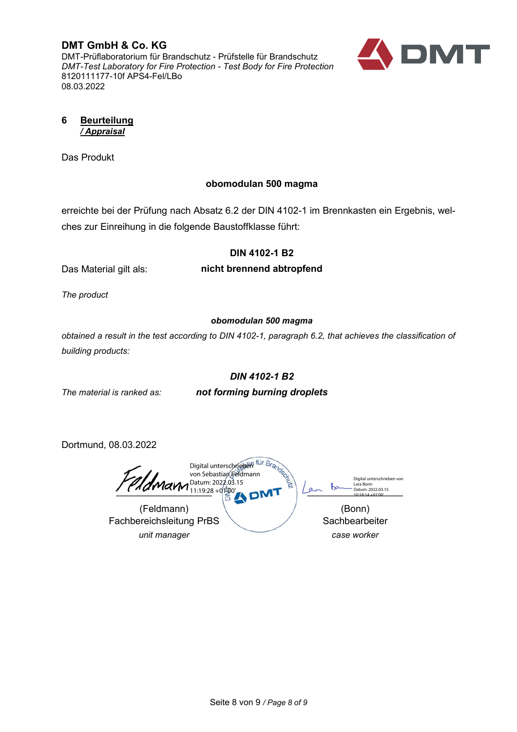## 6 Beurteilung
### / *Appraisal*

Das Produkt

**obomodulan 500 magma**

erreichte bei der Prüfung nach Absatz 6.2 der DIN 4102-1 im Brennkasten ein Ergebnis, welches zur Einreihung in die folgende Baustoffklasse führt:

**DIN 4102-1 B2**

Das Material gilt als: **nicht brennend abtropfend**

*The product*

***obomodulan 500 magma***

*obtained a result in the test according to DIN 4102-1, paragraph 6.2, that achieves the classification of building products:*

***DIN 4102-1 B2***

*The material is ranked as:* ***not forming burning droplets***

Dortmund, 08.03.2022

Digital unterschrieben von Sebastian Feldmann
Datum: 2022.03.15 11:19:28 +01'00'

(Feldmann)
Fachbereichsleitung PrBS
*unit manager*

Digital unterschrieben von Lara Bonn
Datum: 2022.03.15 10:18:14 +01'00'

(Bonn)
Sachbearbeiter
*case worker*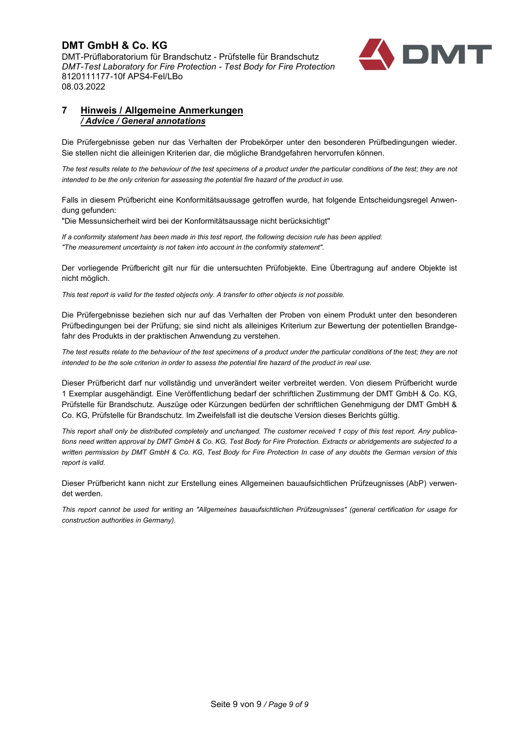## 7 Hinweis / Allgemeine Anmerkungen
## *\/ Advice / General annotations*

Die Prüfergebnisse geben nur das Verhalten der Probekörper unter den besonderen Prüfbedingungen wieder. Sie stellen nicht die alleinigen Kriterien dar, die mögliche Brandgefahren hervorrufen können.

*The test results relate to the behaviour of the test specimens of a product under the particular conditions of the test; they are not intended to be the only criterion for assessing the potential fire hazard of the product in use.*

Falls in diesem Prüfbericht eine Konformitätsaussage getroffen wurde, hat folgende Entscheidungsregel Anwendung gefunden:
"Die Messunsicherheit wird bei der Konformitätsaussage nicht berücksichtigt"

*If a conformity statement has been made in this test report, the following decision rule has been applied:*
*"The measurement uncertainty is not taken into account in the conformity statement".*

Der vorliegende Prüfbericht gilt nur für die untersuchten Prüfobjekte. Eine Übertragung auf andere Objekte ist nicht möglich.

*This test report is valid for the tested objects only. A transfer to other objects is not possible.*

Die Prüfergebnisse beziehen sich nur auf das Verhalten der Proben von einem Produkt unter den besonderen Prüfbedingungen bei der Prüfung; sie sind nicht als alleiniges Kriterium zur Bewertung der potentiellen Brandgefahr des Produkts in der praktischen Anwendung zu verstehen.

*The test results relate to the behaviour of the test specimens of a product under the particular conditions of the test; they are not intended to be the sole criterion in order to assess the potential fire hazard of the product in real use.*

Dieser Prüfbericht darf nur vollständig und unverändert weiter verbreitet werden. Von diesem Prüfbericht wurde 1 Exemplar ausgehändigt. Eine Veröffentlichung bedarf der schriftlichen Zustimmung der DMT GmbH & Co. KG, Prüfstelle für Brandschutz. Auszüge oder Kürzungen bedürfen der schriftlichen Genehmigung der DMT GmbH & Co. KG, Prüfstelle für Brandschutz. Im Zweifelsfall ist die deutsche Version dieses Berichts gültig.

*This report shall only be distributed completely and unchanged. The customer received 1 copy of this test report. Any publications need written approval by DMT GmbH & Co. KG, Test Body for Fire Protection. Extracts or abridgements are subjected to a written permission by DMT GmbH & Co. KG, Test Body for Fire Protection In case of any doubts the German version of this report is valid.*

Dieser Prüfbericht kann nicht zur Erstellung eines Allgemeinen bauaufsichtlichen Prüfzeugnisses (AbP) verwendet werden.

*This report cannot be used for writing an "Allgemeines bauaufsichtlichen Prüfzeugnisses" (general certification for usage for construction authorities in Germany).*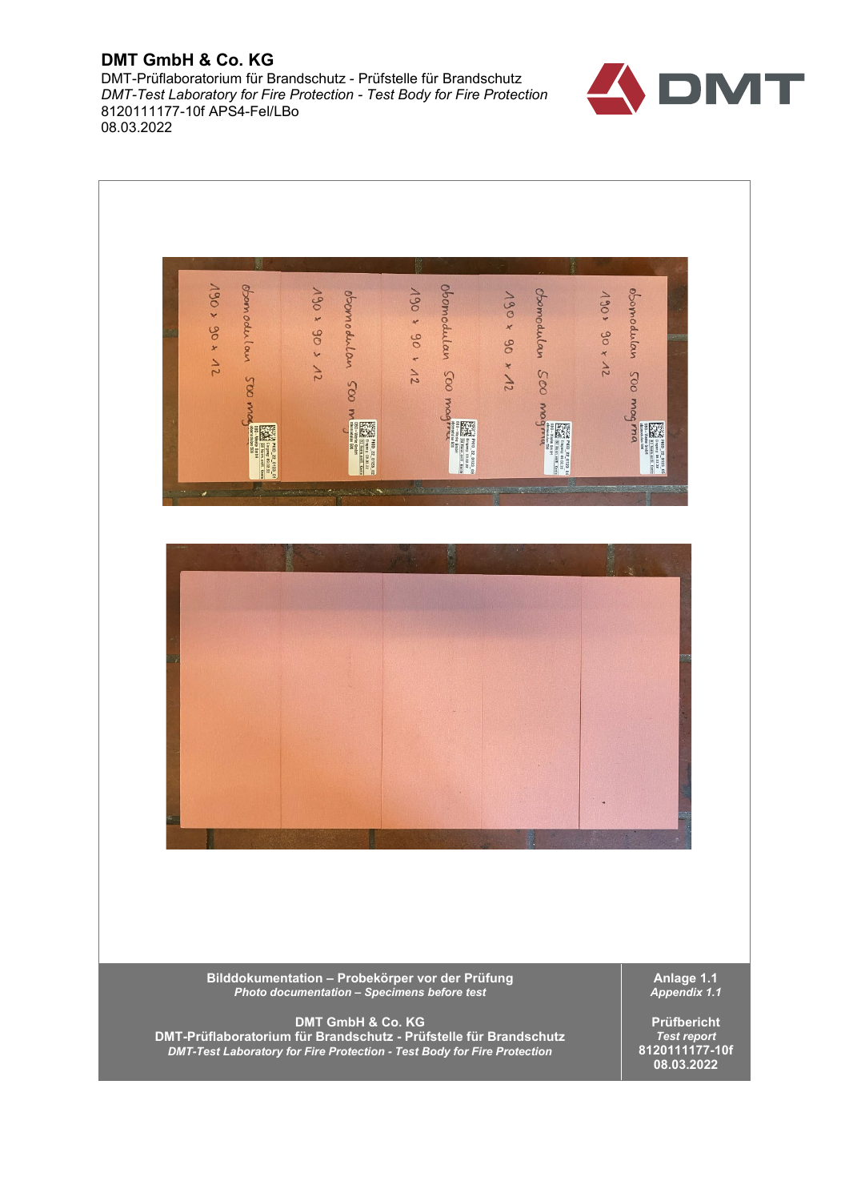Bilddokumentation – Probekörper vor der Prüfung

*Photo documentation – Specimens before test*

**Anlage 1.1**

*Appendix 1.1*

**DMT GmbH & Co. KG**

**DMT-Prüflaboratorium für Brandschutz - Prüfstelle für Brandschutz**

***DMT-Test Laboratory for Fire Protection - Test Body for Fire Protection***

**Prüfbericht**

*Test report*

**8120111177-10f**

**08.03.2022**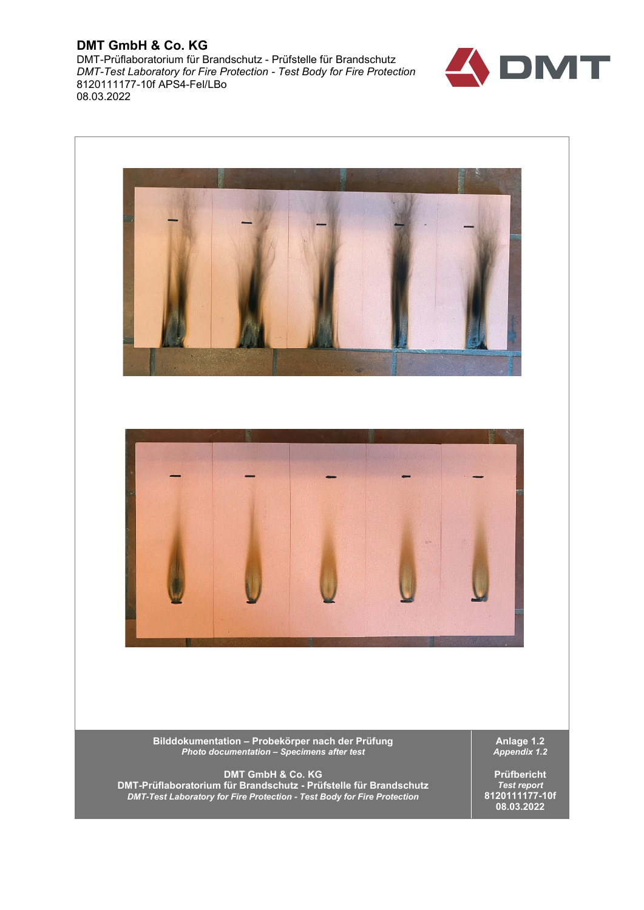**Bilddokumentation – Probekörper nach der Prüfung**
***Photo documentation – Specimens after test***

**DMT GmbH & Co. KG**
**DMT-Prüflaboratorium für Brandschutz - Prüfstelle für Brandschutz**
***DMT-Test Laboratory for Fire Protection - Test Body for Fire Protection***

**Anlage 1.2**
***Appendix 1.2***

**Prüfbericht**
***Test report***
**8120111177-10f**
**08.03.2022**